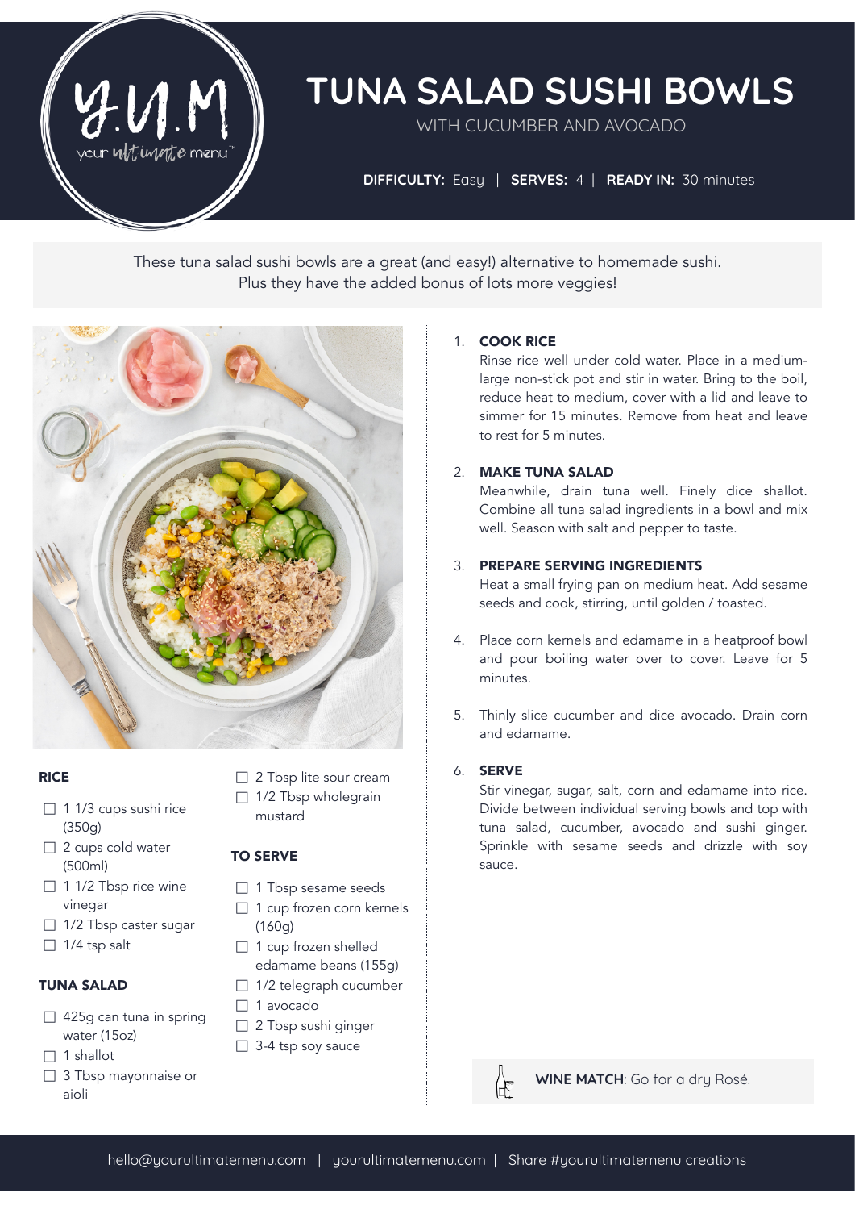# TUNA SALAD SUSHI BOWLS

WITH CUCUMBER AND AVOCADO

**DIFFICULTY:** Easy | **SERVES:** 4 | **READY IN:** 30 minutes

These tuna salad sushi bowls are a great (and easy!) alternative to homemade sushi. Plus they have the added bonus of lots more veggies!

### RICE

- ☐ 1 1/3 cups sushi rice (350g)
- ☐ 2 cups cold water (500ml)
- ☐ 1 1/2 Tbsp rice wine vinegar
- ☐ 1/2 Tbsp caster sugar
- ☐ 1/4 tsp salt

### TUNA SALAD

- ☐ 425g can tuna in spring water (15oz)
- ☐ 1 shallot
- ☐ 3 Tbsp mayonnaise or aioli
- ☐ 2 Tbsp lite sour cream
- ☐ 1/2 Tbsp wholegrain mustard

### TO SERVE

- ☐ 1 Tbsp sesame seeds
- ☐ 1 cup frozen corn kernels (160g)
- ☐ 1 cup frozen shelled edamame beans (155g)
- ☐ 1/2 telegraph cucumber
- ☐ 1 avocado
- ☐ 2 Tbsp sushi ginger
- ☐ 3-4 tsp soy sauce

1. **COOK RICE**
   Rinse rice well under cold water. Place in a medium-large non-stick pot and stir in water. Bring to the boil, reduce heat to medium, cover with a lid and leave to simmer for 15 minutes. Remove from heat and leave to rest for 5 minutes.

2. **MAKE TUNA SALAD**
   Meanwhile, drain tuna well. Finely dice shallot. Combine all tuna salad ingredients in a bowl and mix well. Season with salt and pepper to taste.

3. **PREPARE SERVING INGREDIENTS**
   Heat a small frying pan on medium heat. Add sesame seeds and cook, stirring, until golden / toasted.

4. Place corn kernels and edamame in a heatproof bowl and pour boiling water over to cover. Leave for 5 minutes.

5. Thinly slice cucumber and dice avocado. Drain corn and edamame.

6. **SERVE**
   Stir vinegar, sugar, salt, corn and edamame into rice. Divide between individual serving bowls and top with tuna salad, cucumber, avocado and sushi ginger. Sprinkle with sesame seeds and drizzle with soy sauce.

**WINE MATCH**: Go for a dry Rosé.

hello@yourultimatemenu.com | yourultimatemenu.com | Share #yourultimatemenu creations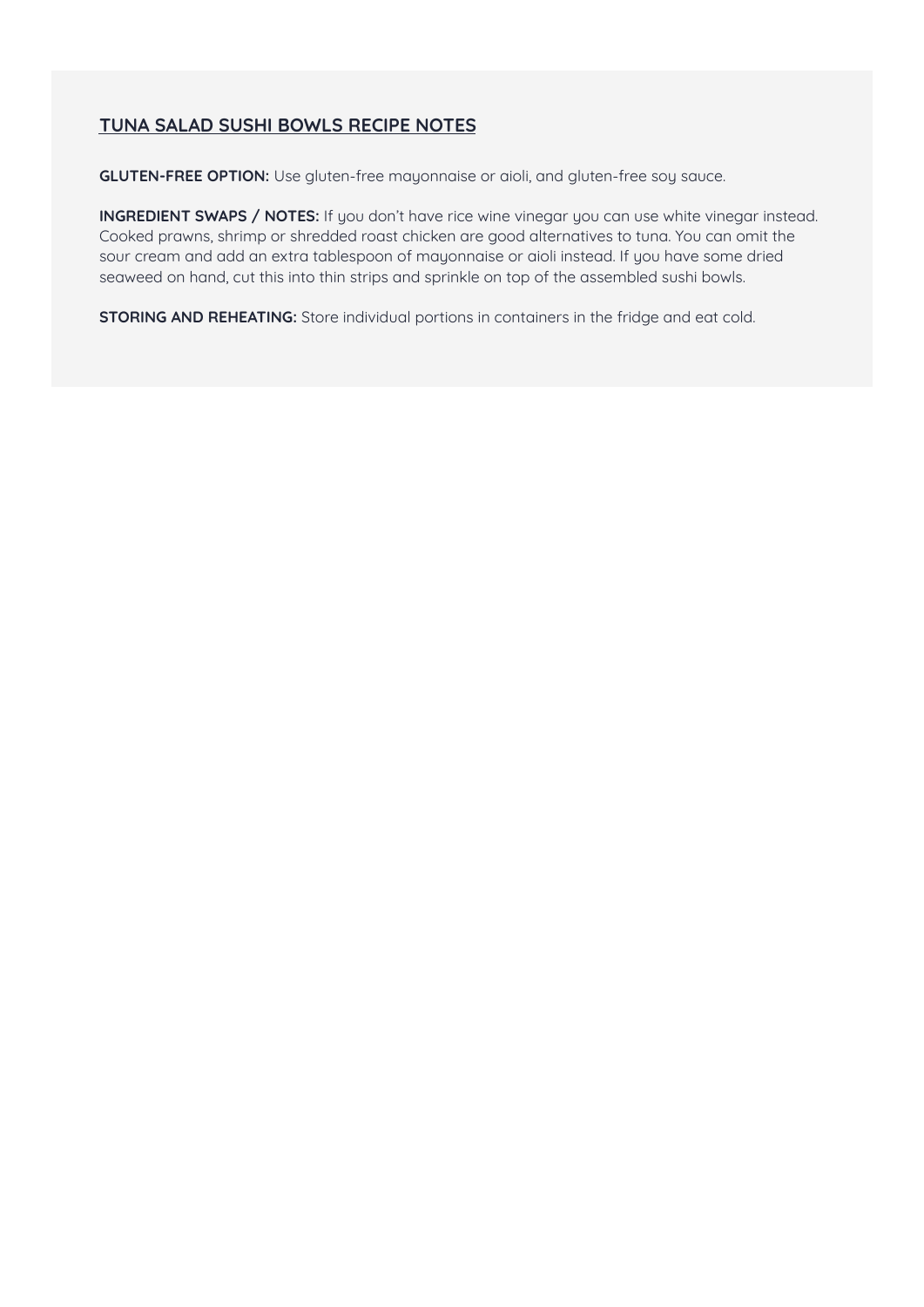## TUNA SALAD SUSHI BOWLS RECIPE NOTES

**GLUTEN-FREE OPTION:** Use gluten-free mayonnaise or aioli, and gluten-free soy sauce.

**INGREDIENT SWAPS / NOTES:** If you don't have rice wine vinegar you can use white vinegar instead. Cooked prawns, shrimp or shredded roast chicken are good alternatives to tuna. You can omit the sour cream and add an extra tablespoon of mayonnaise or aioli instead. If you have some dried seaweed on hand, cut this into thin strips and sprinkle on top of the assembled sushi bowls.

**STORING AND REHEATING:** Store individual portions in containers in the fridge and eat cold.